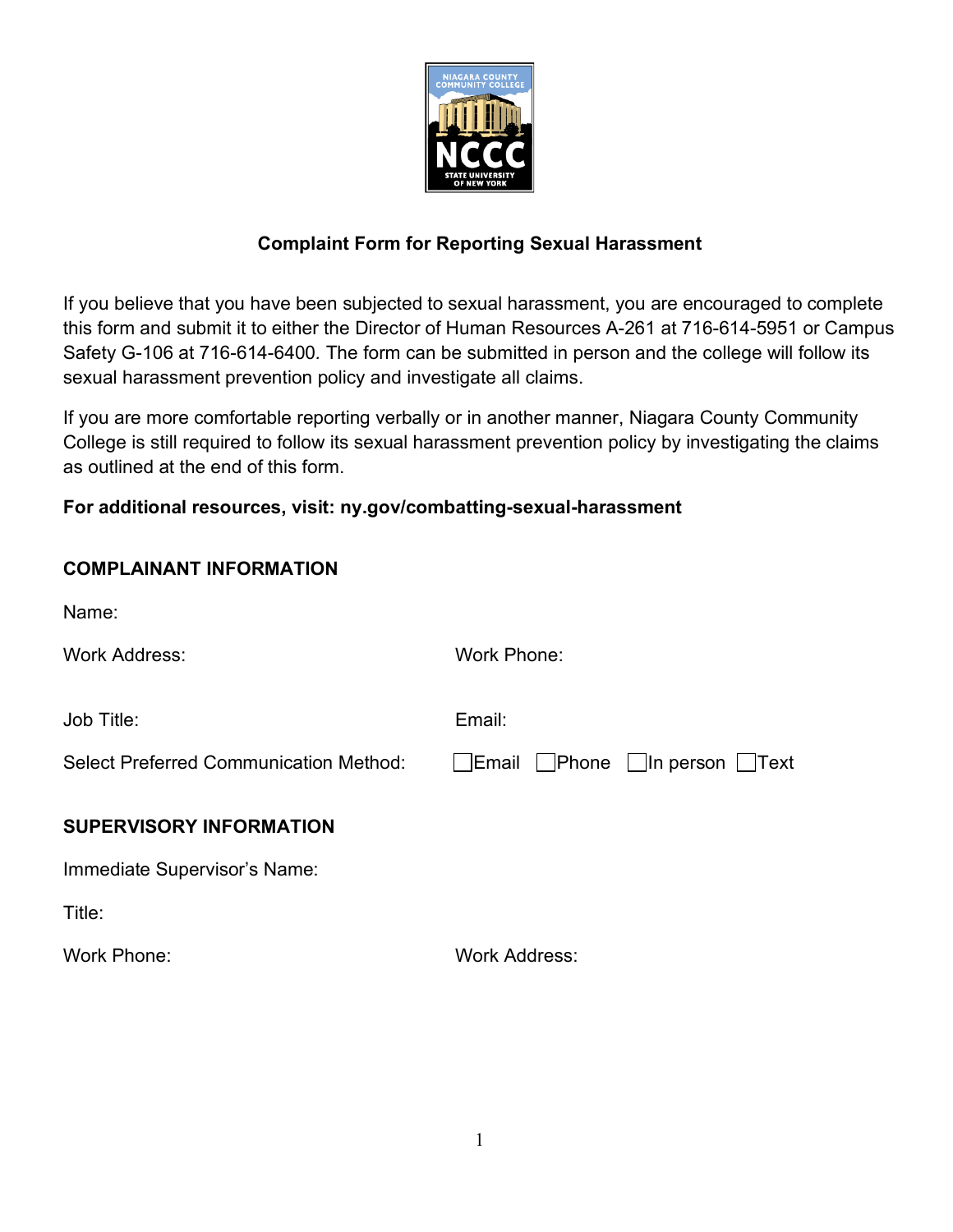## Complaint Form for Reporting Sexual Harassment

If you believe that you have been subjected to sexual harassment, you are encouraged to complete this form and submit it to either the Director of Human Resources A-261 at 716-614-5951 or Campus Safety G-106 at 716-614-6400. The form can be submitted in person and the college will follow its sexual harassment prevention policy and investigate all claims.

If you are more comfortable reporting verbally or in another manner, Niagara County Community College is still required to follow its sexual harassment prevention policy by investigating the claims as outlined at the end of this form.

**For additional resources, visit: ny.gov/combatting-sexual-harassment**

### COMPLAINANT INFORMATION

Name:

Work Address: Work Phone:

Job Title: Email:

Select Preferred Communication Method: ☐ Email ☐ Phone ☐ In person ☐ Text

### SUPERVISORY INFORMATION

Immediate Supervisor's Name:

Title:

Work Phone: Work Address: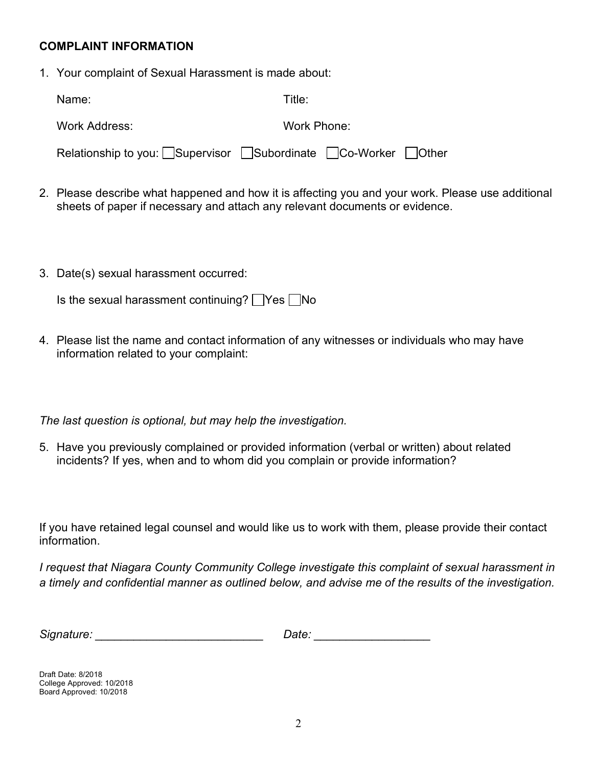**COMPLAINT INFORMATION**

1. Your complaint of Sexual Harassment is made about:

   Name: Title:

   Work Address: Work Phone:

   Relationship to you: ☐ Supervisor ☐ Subordinate ☐ Co-Worker ☐ Other

2. Please describe what happened and how it is affecting you and your work. Please use additional sheets of paper if necessary and attach any relevant documents or evidence.

3. Date(s) sexual harassment occurred:

   Is the sexual harassment continuing? ☐ Yes ☐ No

4. Please list the name and contact information of any witnesses or individuals who may have information related to your complaint:

*The last question is optional, but may help the investigation.*

5. Have you previously complained or provided information (verbal or written) about related incidents? If yes, when and to whom did you complain or provide information?

If you have retained legal counsel and would like us to work with them, please provide their contact information.

*I request that Niagara County Community College investigate this complaint of sexual harassment in a timely and confidential manner as outlined below, and advise me of the results of the investigation.*

*Signature:* __________________________ *Date:* __________________

Draft Date: 8/2018
College Approved: 10/2018
Board Approved: 10/2018